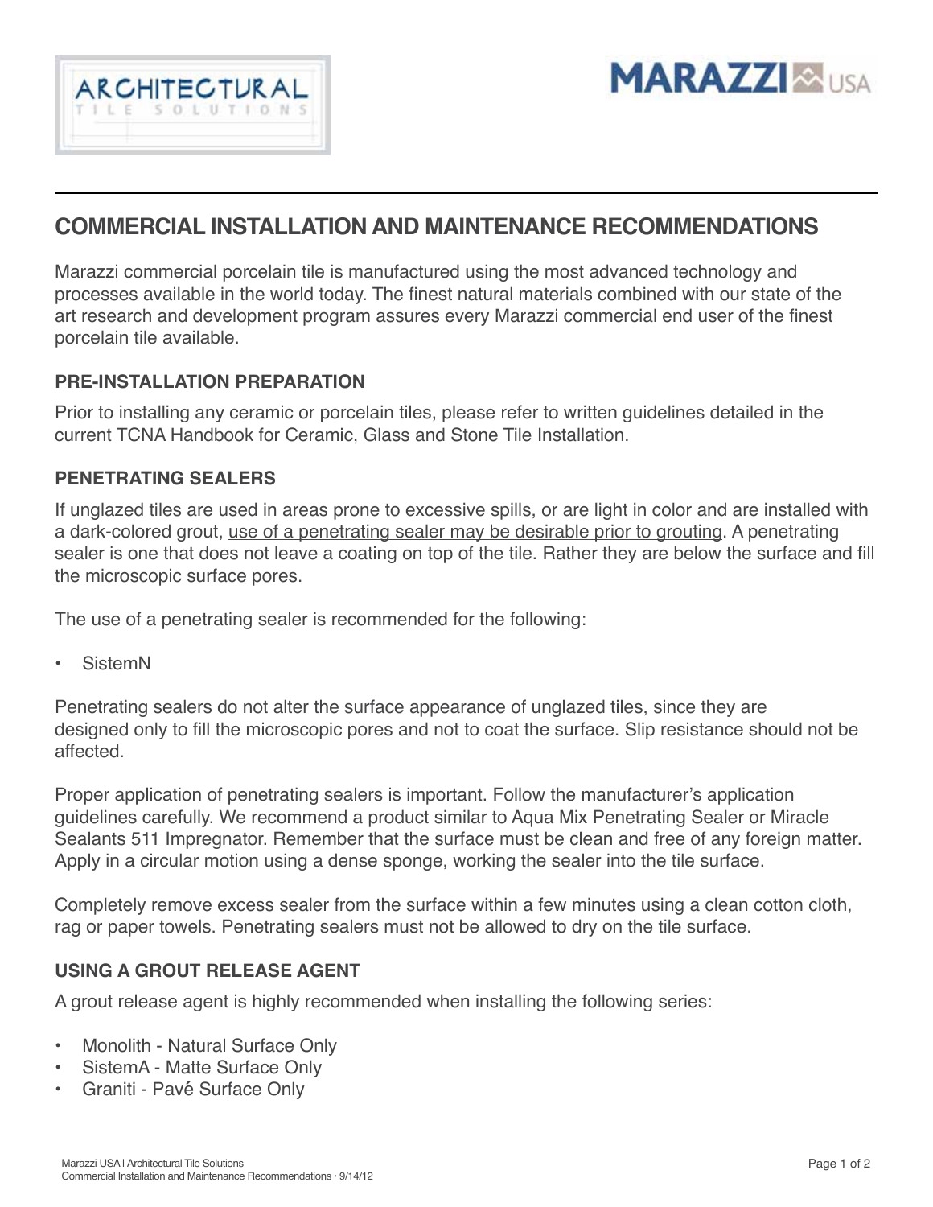# COMMERCIAL INSTALLATION AND MAINTENANCE RECOMMENDATIONS

Marazzi commercial porcelain tile is manufactured using the most advanced technology and processes available in the world today. The finest natural materials combined with our state of the art research and development program assures every Marazzi commercial end user of the finest porcelain tile available.

## PRE-INSTALLATION PREPARATION

Prior to installing any ceramic or porcelain tiles, please refer to written guidelines detailed in the current TCNA Handbook for Ceramic, Glass and Stone Tile Installation.

## PENETRATING SEALERS

If unglazed tiles are used in areas prone to excessive spills, or are light in color and are installed with a dark-colored grout, use of a penetrating sealer may be desirable prior to grouting. A penetrating sealer is one that does not leave a coating on top of the tile. Rather they are below the surface and fill the microscopic surface pores.

The use of a penetrating sealer is recommended for the following:

- SistemN

Penetrating sealers do not alter the surface appearance of unglazed tiles, since they are designed only to fill the microscopic pores and not to coat the surface. Slip resistance should not be affected.

Proper application of penetrating sealers is important. Follow the manufacturer's application guidelines carefully. We recommend a product similar to Aqua Mix Penetrating Sealer or Miracle Sealants 511 Impregnator. Remember that the surface must be clean and free of any foreign matter. Apply in a circular motion using a dense sponge, working the sealer into the tile surface.

Completely remove excess sealer from the surface within a few minutes using a clean cotton cloth, rag or paper towels. Penetrating sealers must not be allowed to dry on the tile surface.

## USING A GROUT RELEASE AGENT

A grout release agent is highly recommended when installing the following series:

- Monolith - Natural Surface Only
- SistemA - Matte Surface Only
- Graniti - Pavé Surface Only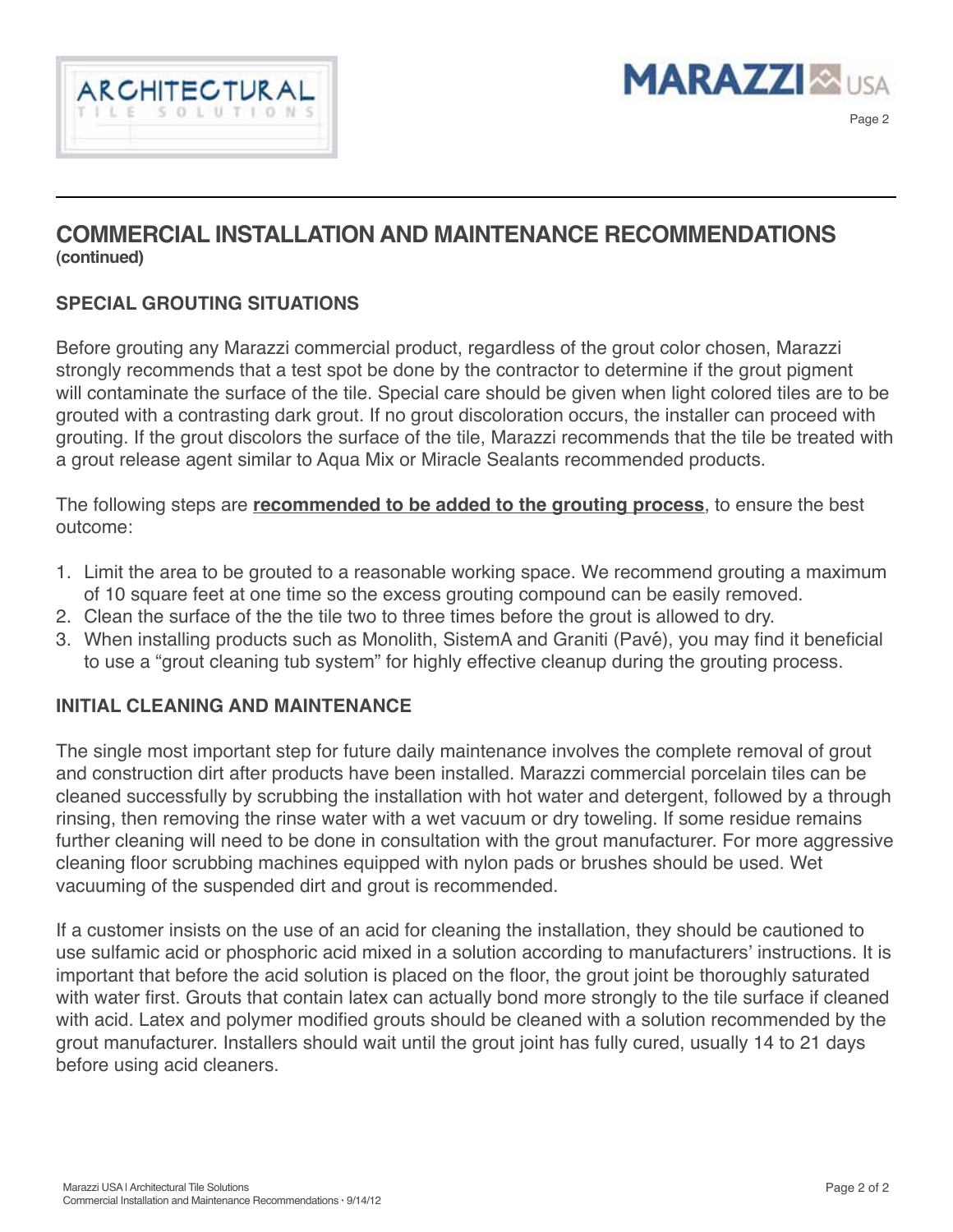## COMMERCIAL INSTALLATION AND MAINTENANCE RECOMMENDATIONS
**(continued)**

### SPECIAL GROUTING SITUATIONS

Before grouting any Marazzi commercial product, regardless of the grout color chosen, Marazzi strongly recommends that a test spot be done by the contractor to determine if the grout pigment will contaminate the surface of the tile. Special care should be given when light colored tiles are to be grouted with a contrasting dark grout. If no grout discoloration occurs, the installer can proceed with grouting. If the grout discolors the surface of the tile, Marazzi recommends that the tile be treated with a grout release agent similar to Aqua Mix or Miracle Sealants recommended products.

The following steps are **recommended to be added to the grouting process**, to ensure the best outcome:

1. Limit the area to be grouted to a reasonable working space. We recommend grouting a maximum of 10 square feet at one time so the excess grouting compound can be easily removed.
2. Clean the surface of the the tile two to three times before the grout is allowed to dry.
3. When installing products such as Monolith, SistemA and Graniti (Pavé), you may find it beneficial to use a "grout cleaning tub system" for highly effective cleanup during the grouting process.

### INITIAL CLEANING AND MAINTENANCE

The single most important step for future daily maintenance involves the complete removal of grout and construction dirt after products have been installed. Marazzi commercial porcelain tiles can be cleaned successfully by scrubbing the installation with hot water and detergent, followed by a through rinsing, then removing the rinse water with a wet vacuum or dry toweling. If some residue remains further cleaning will need to be done in consultation with the grout manufacturer. For more aggressive cleaning floor scrubbing machines equipped with nylon pads or brushes should be used. Wet vacuuming of the suspended dirt and grout is recommended.

If a customer insists on the use of an acid for cleaning the installation, they should be cautioned to use sulfamic acid or phosphoric acid mixed in a solution according to manufacturers' instructions. It is important that before the acid solution is placed on the floor, the grout joint be thoroughly saturated with water first. Grouts that contain latex can actually bond more strongly to the tile surface if cleaned with acid. Latex and polymer modified grouts should be cleaned with a solution recommended by the grout manufacturer. Installers should wait until the grout joint has fully cured, usually 14 to 21 days before using acid cleaners.